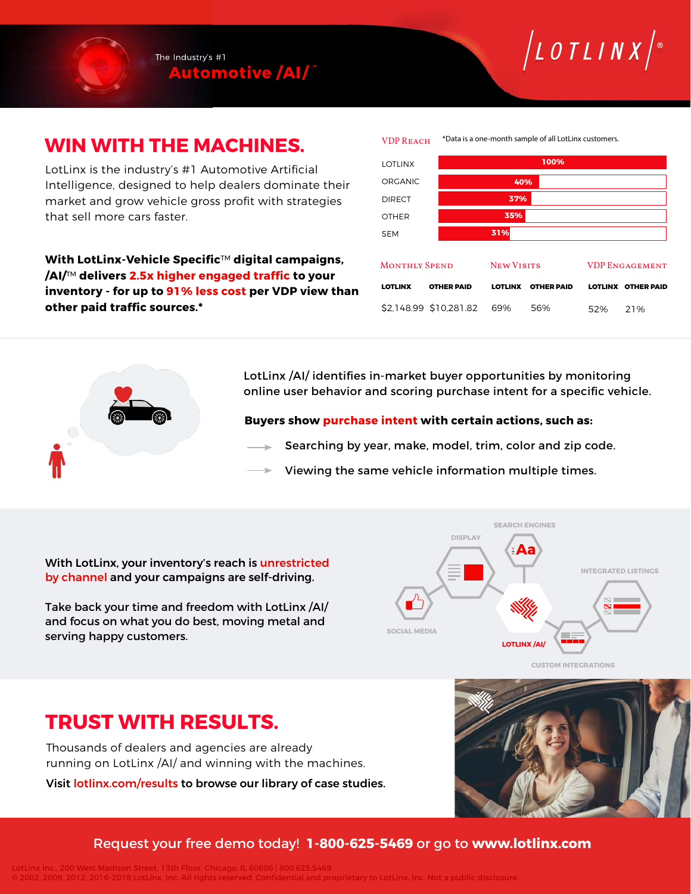The Industry's #1
**Automotive /AI/™**

LOTLINX®

# WIN WITH THE MACHINES.

LotLinx is the industry's #1 Automotive Artificial Intelligence, designed to help dealers dominate their market and grow vehicle gross profit with strategies that sell more cars faster.

**With LotLinx-Vehicle Specific™ digital campaigns, /AI/™ delivers 2.5x higher engaged traffic to your inventory - for up to 91% less cost per VDP view than other paid traffic sources.***

**VDP Reach** *Data is a one-month sample of all LotLinx customers.

| Source | VDP Reach |
|---|---|
| LOTLINX | 100% |
| ORGANIC | 40% |
| DIRECT | 37% |
| OTHER | 35% |
| SEM | 31% |

| Monthly Spend | | New Visits | | VDP Engagement | |
|---|---|---|---|---|---|
| LOTLINX | OTHER PAID | LOTLINX | OTHER PAID | LOTLINX | OTHER PAID |
| $2,148.99 | $10,281.82 | 69% | 56% | 52% | 21% |

LotLinx /AI/ identifies in-market buyer opportunities by monitoring online user behavior and scoring purchase intent for a specific vehicle.

**Buyers show purchase intent with certain actions, such as:**

- Searching by year, make, model, trim, color and zip code.
- Viewing the same vehicle information multiple times.

With LotLinx, your inventory's reach is unrestricted by channel and your campaigns are self-driving.

Take back your time and freedom with LotLinx /AI/ and focus on what you do best, moving metal and serving happy customers.

SEARCH ENGINES, DISPLAY, INTEGRATED LISTINGS, SOCIAL MEDIA, LOTLINX /AI/, CUSTOM INTEGRATIONS

# TRUST WITH RESULTS.

Thousands of dealers and agencies are already running on LotLinx /AI/ and winning with the machines.

**Visit lotlinx.com/results to browse our library of case studies.**

Request your free demo today! **1-800-625-5469** or go to **www.lotlinx.com**

LotLinx Inc., 200 West Madison Street, 13th Floor, Chicago, IL 60606 | 800.625.5469
© 2002, 2009, 2012, 2016-2018 LotLinx, Inc. All rights reserved. Confidential and proprietary to LotLinx, Inc. Not a public disclosure.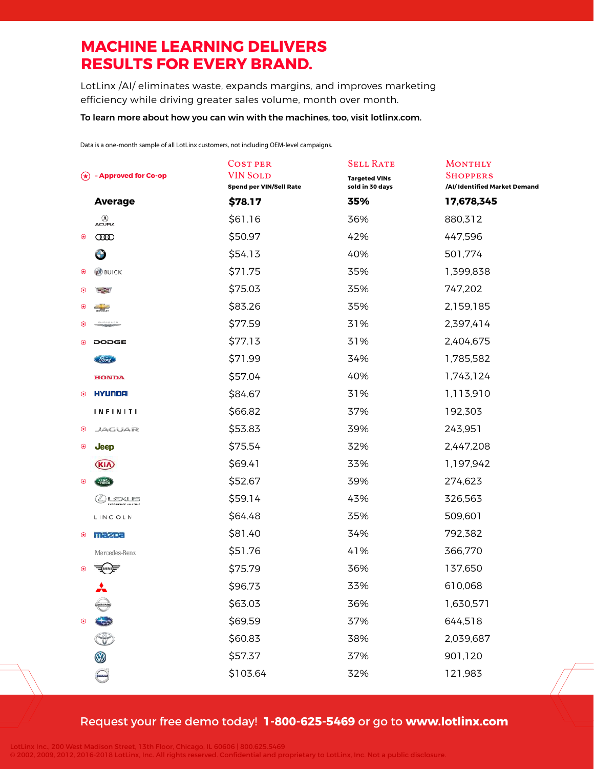# MACHINE LEARNING DELIVERS RESULTS FOR EVERY BRAND.

LotLinx /AI/ eliminates waste, expands margins, and improves marketing efficiency while driving greater sales volume, month over month.

**To learn more about how you can win with the machines, too, visit lotlinx.com.**

Data is a one-month sample of all LotLinx customers, not including OEM-level campaigns.

| ★ – Approved for Co-op | Cost per VIN Sold<br>Spend per VIN/Sell Rate | Sell Rate<br>Targeted VINs sold in 30 days | Monthly Shoppers<br>/AI/ Identified Market Demand |
|---|---|---|---|
| **Average** | **$78.17** | **35%** | **17,678,345** |
| Acura | $61.16 | 36% | 880,312 |
| ★ Audi | $50.97 | 42% | 447,596 |
| BMW | $54.13 | 40% | 501,774 |
| ★ Buick | $71.75 | 35% | 1,399,838 |
| ★ Cadillac | $75.03 | 35% | 747,202 |
| ★ Chevrolet | $83.26 | 35% | 2,159,185 |
| ★ Chrysler | $77.59 | 31% | 2,397,414 |
| ★ Dodge | $77.13 | 31% | 2,404,675 |
| Ford | $71.99 | 34% | 1,785,582 |
| Honda | $57.04 | 40% | 1,743,124 |
| ★ Hyundai | $84.67 | 31% | 1,113,910 |
| Infiniti | $66.82 | 37% | 192,303 |
| ★ Jaguar | $53.83 | 39% | 243,951 |
| ★ Jeep | $75.54 | 32% | 2,447,208 |
| Kia | $69.41 | 33% | 1,197,942 |
| ★ Land Rover | $52.67 | 39% | 274,623 |
| Lexus | $59.14 | 43% | 326,563 |
| Lincoln | $64.48 | 35% | 509,601 |
| ★ Mazda | $81.40 | 34% | 792,382 |
| Mercedes-Benz | $51.76 | 41% | 366,770 |
| ★ Mini | $75.79 | 36% | 137,650 |
| Mitsubishi | $96.73 | 33% | 610,068 |
| Nissan | $63.03 | 36% | 1,630,571 |
| ★ Subaru | $69.59 | 37% | 644,518 |
| Toyota | $60.83 | 38% | 2,039,687 |
| Volkswagen | $57.37 | 37% | 901,120 |
| Volvo | $103.64 | 32% | 121,983 |

Request your free demo today! **1-800-625-5469** or go to **www.lotlinx.com**

LotLinx Inc., 200 West Madison Street, 13th Floor, Chicago, IL 60606 | 800.625.5469
© 2002, 2009, 2012, 2016-2018 LotLinx, Inc. All rights reserved. Confidential and proprietary to LotLinx, Inc. Not a public disclosure.